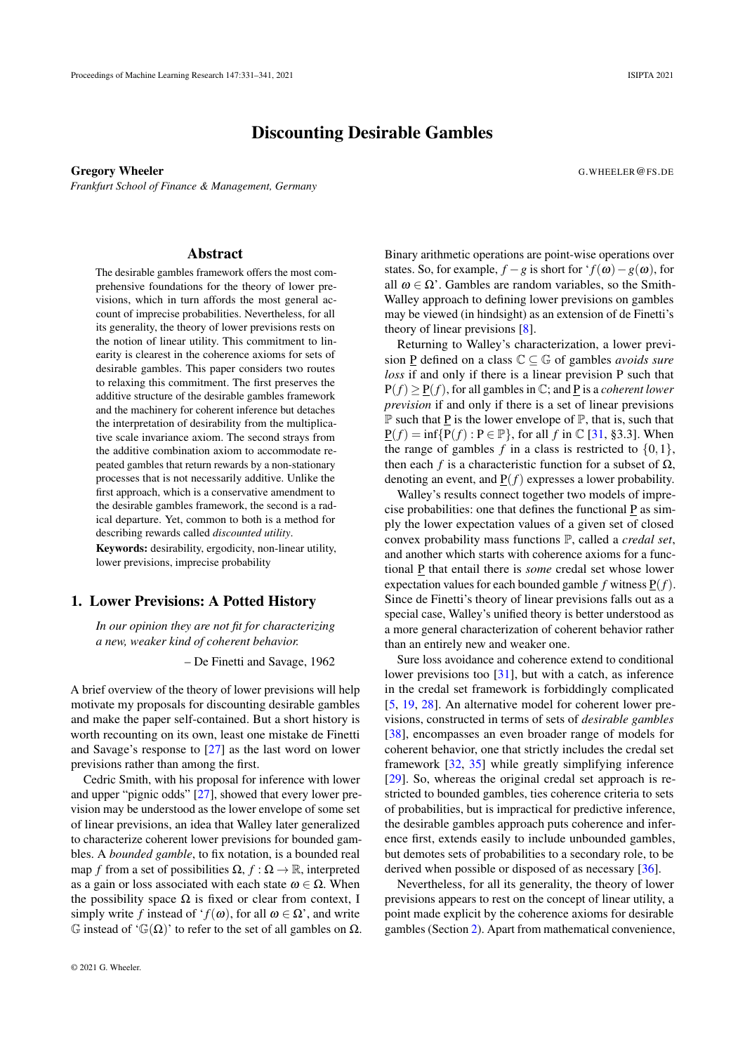# Discounting Desirable Gambles

**Gregory Wheeler** G.WHEELER@FS.DE

*Frankfurt School of Finance & Management, Germany*

## Abstract

The desirable gambles framework offers the most comprehensive foundations for the theory of lower previsions, which in turn affords the most general account of imprecise probabilities. Nevertheless, for all its generality, the theory of lower previsions rests on the notion of linear utility. This commitment to linearity is clearest in the coherence axioms for sets of desirable gambles. This paper considers two routes to relaxing this commitment. The first preserves the additive structure of the desirable gambles framework and the machinery for coherent inference but detaches the interpretation of desirability from the multiplicative scale invariance axiom. The second strays from the additive combination axiom to accommodate repeated gambles that return rewards by a non-stationary processes that is not necessarily additive. Unlike the first approach, which is a conservative amendment to the desirable gambles framework, the second is a radical departure. Yet, common to both is a method for describing rewards called *discounted utility*.

**Keywords:** desirability, ergodicity, non-linear utility, lower previsions, imprecise probability

## 1. Lower Previsions: A Potted History

> *In our opinion they are not fit for characterizing a new, weaker kind of coherent behavior.*
>
> – De Finetti and Savage, 1962

A brief overview of the theory of lower previsions will help motivate my proposals for discounting desirable gambles and make the paper self-contained. But a short history is worth recounting on its own, least one mistake de Finetti and Savage's response to [27] as the last word on lower previsions rather than among the first.

Cedric Smith, with his proposal for inference with lower and upper "pignic odds" [27], showed that every lower prevision may be understood as the lower envelope of some set of linear previsions, an idea that Walley later generalized to characterize coherent lower previsions for bounded gambles. A *bounded gamble*, to fix notation, is a bounded real map $f$ from a set of possibilities $\Omega$, $f : \Omega \to \mathbb{R}$, interpreted as a gain or loss associated with each state $\omega \in \Omega$. When the possibility space $\Omega$ is fixed or clear from context, I simply write $f$ instead of '$f(\omega)$, for all $\omega \in \Omega$', and write $\mathbb{G}$ instead of '$\mathbb{G}(\Omega)$' to refer to the set of all gambles on $\Omega$.

Binary arithmetic operations are point-wise operations over states. So, for example, $f - g$ is short for '$f(\omega) - g(\omega)$, for all $\omega \in \Omega$'. Gambles are random variables, so the Smith-Walley approach to defining lower previsions on gambles may be viewed (in hindsight) as an extension of de Finetti's theory of linear previsions [8].

Returning to Walley's characterization, a lower prevision $\underline{\mathrm{P}}$ defined on a class $\mathbb{C} \subseteq \mathbb{G}$ of gambles *avoids sure loss* if and only if there is a linear prevision P such that $\mathrm{P}(f) \geq \underline{\mathrm{P}}(f)$, for all gambles in $\mathbb{C}$; and $\underline{\mathrm{P}}$ is a *coherent lower prevision* if and only if there is a set of linear previsions $\mathbb{P}$ such that $\underline{\mathrm{P}}$ is the lower envelope of $\mathbb{P}$, that is, such that $\underline{\mathrm{P}}(f) = \inf\{\mathrm{P}(f) : \mathrm{P} \in \mathbb{P}\}$, for all $f$ in $\mathbb{C}$ [31, §3.3]. When the range of gambles $f$ in a class is restricted to $\{0, 1\}$, then each $f$ is a characteristic function for a subset of $\Omega$, denoting an event, and $\underline{\mathrm{P}}(f)$ expresses a lower probability.

Walley's results connect together two models of imprecise probabilities: one that defines the functional $\underline{\mathrm{P}}$ as simply the lower expectation values of a given set of closed convex probability mass functions $\mathbb{P}$, called a *credal set*, and another which starts with coherence axioms for a functional $\underline{\mathrm{P}}$ that entail there is *some* credal set whose lower expectation values for each bounded gamble $f$ witness $\underline{\mathrm{P}}(f)$. Since de Finetti's theory of linear previsions falls out as a special case, Walley's unified theory is better understood as a more general characterization of coherent behavior rather than an entirely new and weaker one.

Sure loss avoidance and coherence extend to conditional lower previsions too [31], but with a catch, as inference in the credal set framework is forbiddingly complicated [5, 19, 28]. An alternative model for coherent lower previsions, constructed in terms of sets of *desirable gambles* [38], encompasses an even broader range of models for coherent behavior, one that strictly includes the credal set framework [32, 35] while greatly simplifying inference [29]. So, whereas the original credal set approach is restricted to bounded gambles, ties coherence criteria to sets of probabilities, but is impractical for predictive inference, the desirable gambles approach puts coherence and inference first, extends easily to include unbounded gambles, but demotes sets of probabilities to a secondary role, to be derived when possible or disposed of as necessary [36].

Nevertheless, for all its generality, the theory of lower previsions appears to rest on the concept of linear utility, a point made explicit by the coherence axioms for desirable gambles (Section 2). Apart from mathematical convenience,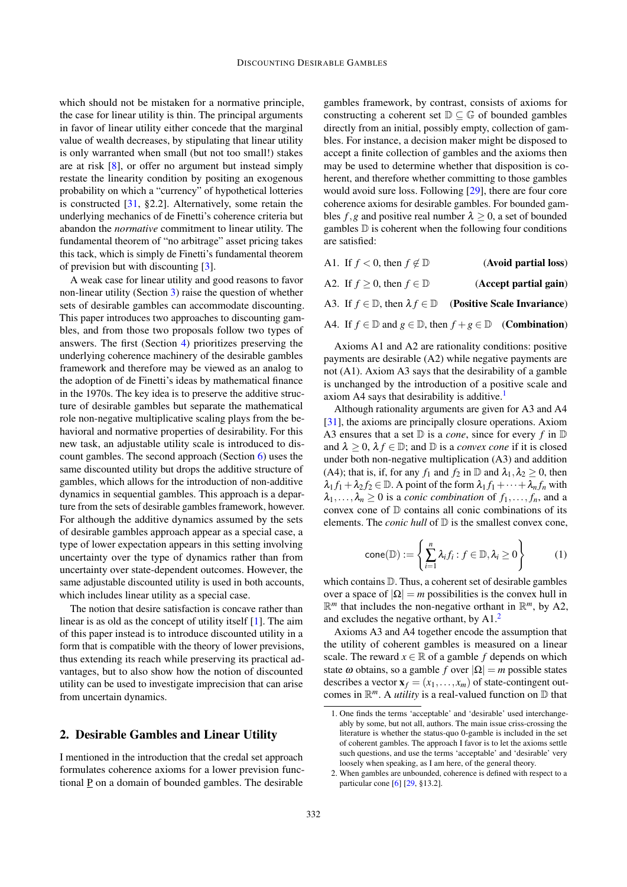which should not be mistaken for a normative principle, the case for linear utility is thin. The principal arguments in favor of linear utility either concede that the marginal value of wealth decreases, by stipulating that linear utility is only warranted when small (but not too small!) stakes are at risk [8], or offer no argument but instead simply restate the linearity condition by positing an exogenous probability on which a "currency" of hypothetical lotteries is constructed [31, §2.2]. Alternatively, some retain the underlying mechanics of de Finetti's coherence criteria but abandon the *normative* commitment to linear utility. The fundamental theorem of "no arbitrage" asset pricing takes this tack, which is simply de Finetti's fundamental theorem of prevision but with discounting [3].

A weak case for linear utility and good reasons to favor non-linear utility (Section 3) raise the question of whether sets of desirable gambles can accommodate discounting. This paper introduces two approaches to discounting gambles, and from those two proposals follow two types of answers. The first (Section 4) prioritizes preserving the underlying coherence machinery of the desirable gambles framework and therefore may be viewed as an analog to the adoption of de Finetti's ideas by mathematical finance in the 1970s. The key idea is to preserve the additive structure of desirable gambles but separate the mathematical role non-negative multiplicative scaling plays from the behavioral and normative properties of desirability. For this new task, an adjustable utility scale is introduced to discount gambles. The second approach (Section 6) uses the same discounted utility but drops the additive structure of gambles, which allows for the introduction of non-additive dynamics in sequential gambles. This approach is a departure from the sets of desirable gambles framework, however. For although the additive dynamics assumed by the sets of desirable gambles approach appear as a special case, a type of lower expectation appears in this setting involving uncertainty over the type of dynamics rather than from uncertainty over state-dependent outcomes. However, the same adjustable discounted utility is used in both accounts, which includes linear utility as a special case.

The notion that desire satisfaction is concave rather than linear is as old as the concept of utility itself [1]. The aim of this paper instead is to introduce discounted utility in a form that is compatible with the theory of lower previsions, thus extending its reach while preserving its practical advantages, but to also show how the notion of discounted utility can be used to investigate imprecision that can arise from uncertain dynamics.

## 2. Desirable Gambles and Linear Utility

I mentioned in the introduction that the credal set approach formulates coherence axioms for a lower prevision functional $\underline{P}$ on a domain of bounded gambles. The desirable gambles framework, by contrast, consists of axioms for constructing a coherent set $\mathbb{D} \subseteq \mathbb{G}$ of bounded gambles directly from an initial, possibly empty, collection of gambles. For instance, a decision maker might be disposed to accept a finite collection of gambles and the axioms then may be used to determine whether that disposition is coherent, and therefore whether committing to those gambles would avoid sure loss. Following [29], there are four core coherence axioms for desirable gambles. For bounded gambles $f, g$ and positive real number $\lambda \geq 0$, a set of bounded gambles $\mathbb{D}$ is coherent when the following four conditions are satisfied:

A1. If $f < 0$, then $f \notin \mathbb{D}$ (**Avoid partial loss**)

A2. If $f \geq 0$, then $f \in \mathbb{D}$ (**Accept partial gain**)

A3. If $f \in \mathbb{D}$, then $\lambda f \in \mathbb{D}$ (**Positive Scale Invariance**)

A4. If $f \in \mathbb{D}$ and $g \in \mathbb{D}$, then $f + g \in \mathbb{D}$ (**Combination**)

Axioms A1 and A2 are rationality conditions: positive payments are desirable (A2) while negative payments are not (A1). Axiom A3 says that the desirability of a gamble is unchanged by the introduction of a positive scale and axiom A4 says that desirability is additive.[1]

Although rationality arguments are given for A3 and A4 [31], the axioms are principally closure operations. Axiom A3 ensures that a set $\mathbb{D}$ is a *cone*, since for every $f$ in $\mathbb{D}$ and $\lambda \geq 0$, $\lambda f \in \mathbb{D}$; and $\mathbb{D}$ is a *convex cone* if it is closed under both non-negative multiplication (A3) and addition (A4); that is, if, for any $f_1$ and $f_2$ in $\mathbb{D}$ and $\lambda_1, \lambda_2 \geq 0$, then $\lambda_1 f_1 + \lambda_2 f_2 \in \mathbb{D}$. A point of the form $\lambda_1 f_1 + \cdots + \lambda_n f_n$ with $\lambda_1, \ldots, \lambda_n \geq 0$ is a *conic combination* of $f_1, \ldots, f_n$, and a convex cone of $\mathbb{D}$ contains all conic combinations of its elements. The *conic hull* of $\mathbb{D}$ is the smallest convex cone,

$$\mathsf{cone}(\mathbb{D}) := \left\{ \sum_{i=1}^{n} \lambda_i f_i : f \in \mathbb{D}, \lambda_i \geq 0 \right\} \tag{1}$$

which contains $\mathbb{D}$. Thus, a coherent set of desirable gambles over a space of $|\Omega| = m$ possibilities is the convex hull in $\mathbb{R}^m$ that includes the non-negative orthant in $\mathbb{R}^m$, by A2, and excludes the negative orthant, by A1.[2]

Axioms A3 and A4 together encode the assumption that the utility of coherent gambles is measured on a linear scale. The reward $x \in \mathbb{R}$ of a gamble $f$ depends on which state $\omega$ obtains, so a gamble $f$ over $|\Omega| = m$ possible states describes a vector $\mathbf{x}_f = (x_1, \ldots, x_m)$ of state-contingent outcomes in $\mathbb{R}^m$. A *utility* is a real-valued function on $\mathbb{D}$ that

1. One finds the terms 'acceptable' and 'desirable' used interchangeably by some, but not all, authors. The main issue criss-crossing the literature is whether the status-quo 0-gamble is included in the set of coherent gambles. The approach I favor is to let the axioms settle such questions, and use the terms 'acceptable' and 'desirable' very loosely when speaking, as I am here, of the general theory.

2. When gambles are unbounded, coherence is defined with respect to a particular cone [6] [29, §13.2].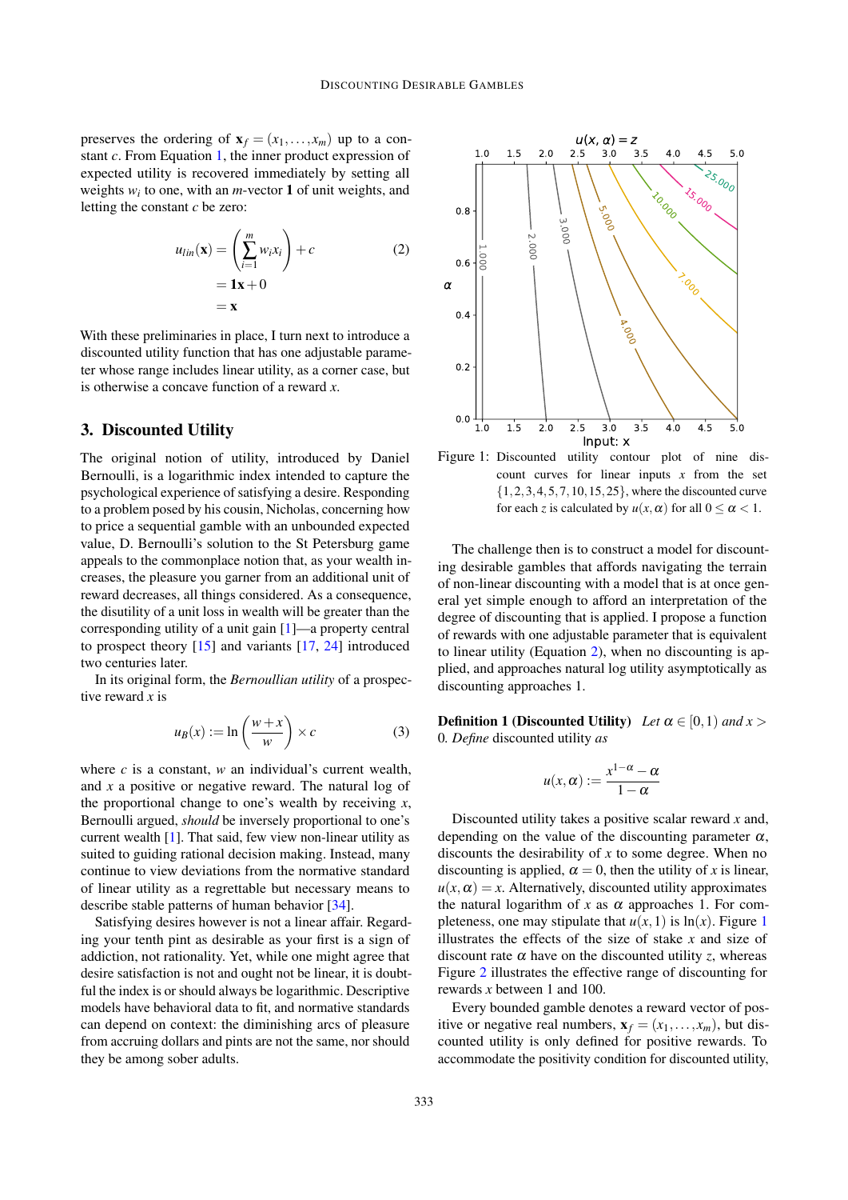preserves the ordering of $\mathbf{x}_f = (x_1, \ldots, x_m)$ up to a constant $c$. From Equation 1, the inner product expression of expected utility is recovered immediately by setting all weights $w_i$ to one, with an $m$-vector $\mathbf{1}$ of unit weights, and letting the constant $c$ be zero:

$$
\begin{aligned}
u_{lin}(\mathbf{x}) &= \left( \sum_{i=1}^{m} w_i x_i \right) + c \qquad (2) \\
&= \mathbf{1}\mathbf{x} + 0 \\
&= \mathbf{x}
\end{aligned}
$$

With these preliminaries in place, I turn next to introduce a discounted utility function that has one adjustable parameter whose range includes linear utility, as a corner case, but is otherwise a concave function of a reward $x$.

## 3. Discounted Utility

The original notion of utility, introduced by Daniel Bernoulli, is a logarithmic index intended to capture the psychological experience of satisfying a desire. Responding to a problem posed by his cousin, Nicholas, concerning how to price a sequential gamble with an unbounded expected value, D. Bernoulli's solution to the St Petersburg game appeals to the commonplace notion that, as your wealth increases, the pleasure you garner from an additional unit of reward decreases, all things considered. As a consequence, the disutility of a unit loss in wealth will be greater than the corresponding utility of a unit gain [1]—a property central to prospect theory [15] and variants [17, 24] introduced two centuries later.

In its original form, the *Bernoullian utility* of a prospective reward $x$ is

$$
u_B(x) := \ln\left(\frac{w+x}{w}\right) \times c \qquad (3)
$$

where $c$ is a constant, $w$ an individual's current wealth, and $x$ a positive or negative reward. The natural log of the proportional change to one's wealth by receiving $x$, Bernoulli argued, *should* be inversely proportional to one's current wealth [1]. That said, few view non-linear utility as suited to guiding rational decision making. Instead, many continue to view deviations from the normative standard of linear utility as a regrettable but necessary means to describe stable patterns of human behavior [34].

Satisfying desires however is not a linear affair. Regarding your tenth pint as desirable as your first is a sign of addiction, not rationality. Yet, while one might agree that desire satisfaction is not and ought not be linear, it is doubtful the index is or should always be logarithmic. Descriptive models have behavioral data to fit, and normative standards can depend on context: the diminishing arcs of pleasure from accruing dollars and pints are not the same, nor should they be among sober adults.

Figure 1: Discounted utility contour plot of nine discount curves for linear inputs $x$ from the set $\{1, 2, 3, 4, 5, 7, 10, 15, 25\}$, where the discounted curve for each $z$ is calculated by $u(x, \alpha)$ for all $0 \leq \alpha < 1$.

The challenge then is to construct a model for discounting desirable gambles that affords navigating the terrain of non-linear discounting with a model that is at once general yet simple enough to afford an interpretation of the degree of discounting that is applied. I propose a function of rewards with one adjustable parameter that is equivalent to linear utility (Equation 2), when no discounting is applied, and approaches natural log utility asymptotically as discounting approaches 1.

**Definition 1 (Discounted Utility)** *Let $\alpha \in [0, 1)$ and $x > 0$. Define* discounted utility *as*

$$
u(x, \alpha) := \frac{x^{1-\alpha} - \alpha}{1 - \alpha}
$$

Discounted utility takes a positive scalar reward $x$ and, depending on the value of the discounting parameter $\alpha$, discounts the desirability of $x$ to some degree. When no discounting is applied, $\alpha = 0$, then the utility of $x$ is linear, $u(x, \alpha) = x$. Alternatively, discounted utility approximates the natural logarithm of $x$ as $\alpha$ approaches 1. For completeness, one may stipulate that $u(x, 1)$ is $\ln(x)$. Figure 1 illustrates the effects of the size of stake $x$ and size of discount rate $\alpha$ have on the discounted utility $z$, whereas Figure 2 illustrates the effective range of discounting for rewards $x$ between 1 and 100.

Every bounded gamble denotes a reward vector of positive or negative real numbers, $\mathbf{x}_f = (x_1, \ldots, x_m)$, but discounted utility is only defined for positive rewards. To accommodate the positivity condition for discounted utility,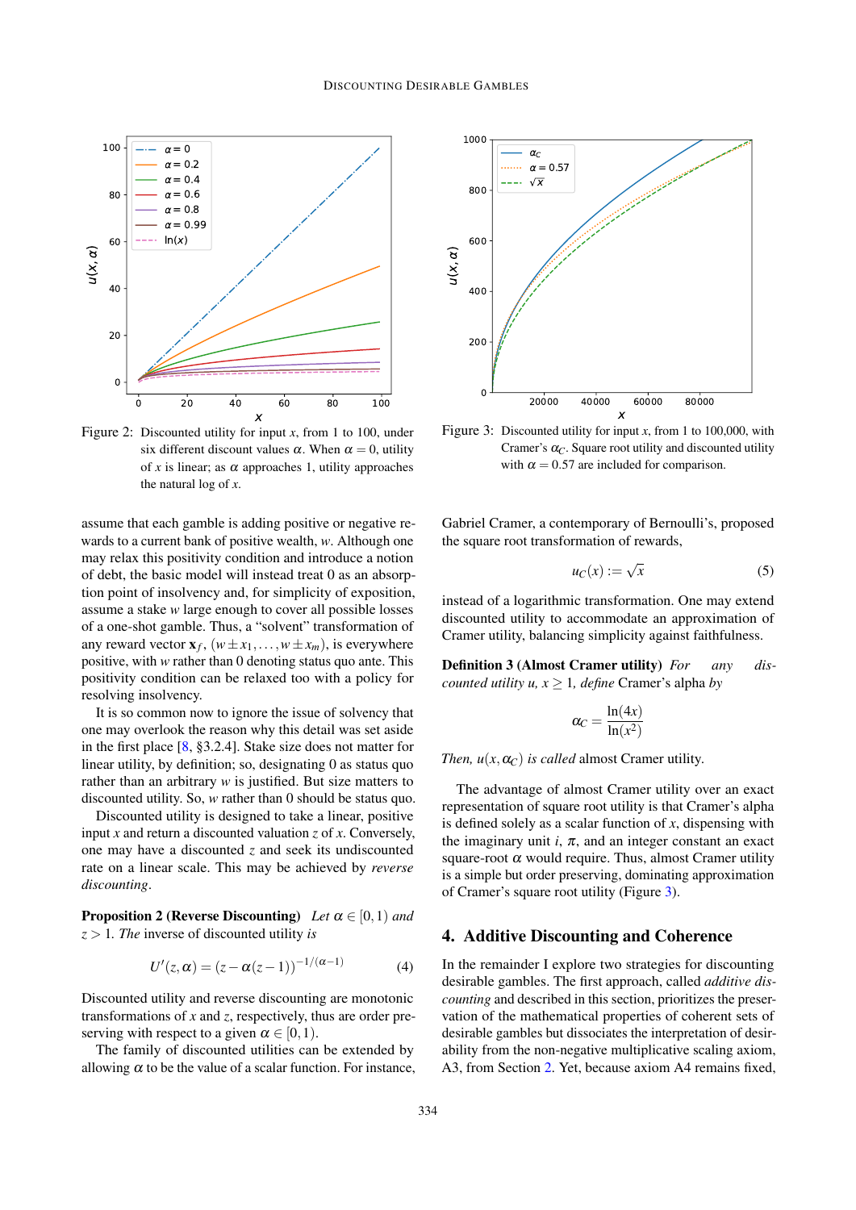Figure 2: Discounted utility for input $x$, from 1 to 100, under six different discount values $\alpha$. When $\alpha = 0$, utility of $x$ is linear; as $\alpha$ approaches 1, utility approaches the natural log of $x$.

Figure 3: Discounted utility for input $x$, from 1 to 100,000, with Cramer's $\alpha_C$. Square root utility and discounted utility with $\alpha = 0.57$ are included for comparison.

assume that each gamble is adding positive or negative rewards to a current bank of positive wealth, $w$. Although one may relax this positivity condition and introduce a notion of debt, the basic model will instead treat 0 as an absorption point of insolvency and, for simplicity of exposition, assume a stake $w$ large enough to cover all possible losses of a one-shot gamble. Thus, a "solvent" transformation of any reward vector $\mathbf{x}_f$, $(w \pm x_1, \ldots, w \pm x_m)$, is everywhere positive, with $w$ rather than 0 denoting status quo ante. This positivity condition can be relaxed too with a policy for resolving insolvency.

It is so common now to ignore the issue of solvency that one may overlook the reason why this detail was set aside in the first place [8, §3.2.4]. Stake size does not matter for linear utility, by definition; so, designating 0 as status quo rather than an arbitrary $w$ is justified. But size matters to discounted utility. So, $w$ rather than 0 should be status quo.

Discounted utility is designed to take a linear, positive input $x$ and return a discounted valuation $z$ of $x$. Conversely, one may have a discounted $z$ and seek its undiscounted rate on a linear scale. This may be achieved by *reverse discounting*.

**Proposition 2 (Reverse Discounting)** *Let $\alpha \in [0,1)$ and $z > 1$. The inverse of discounted utility is*

$$U'(z,\alpha) = (z - \alpha(z-1))^{-1/(\alpha-1)} \tag{4}$$

Discounted utility and reverse discounting are monotonic transformations of $x$ and $z$, respectively, thus are order preserving with respect to a given $\alpha \in [0,1)$.

The family of discounted utilities can be extended by allowing $\alpha$ to be the value of a scalar function. For instance, Gabriel Cramer, a contemporary of Bernoulli's, proposed the square root transformation of rewards,

$$u_C(x) := \sqrt{x} \tag{5}$$

instead of a logarithmic transformation. One may extend discounted utility to accommodate an approximation of Cramer utility, balancing simplicity against faithfulness.

**Definition 3 (Almost Cramer utility)** *For any discounted utility $u$, $x \geq 1$, define* Cramer's alpha *by*

$$\alpha_C = \frac{\ln(4x)}{\ln(x^2)}$$

*Then, $u(x, \alpha_C)$ is called* almost Cramer utility.

The advantage of almost Cramer utility over an exact representation of square root utility is that Cramer's alpha is defined solely as a scalar function of $x$, dispensing with the imaginary unit $i$, $\pi$, and an integer constant an exact square-root $\alpha$ would require. Thus, almost Cramer utility is a simple but order preserving, dominating approximation of Cramer's square root utility (Figure 3).

## 4. Additive Discounting and Coherence

In the remainder I explore two strategies for discounting desirable gambles. The first approach, called *additive discounting* and described in this section, prioritizes the preservation of the mathematical properties of coherent sets of desirable gambles but dissociates the interpretation of desirability from the non-negative multiplicative scaling axiom, A3, from Section 2. Yet, because axiom A4 remains fixed,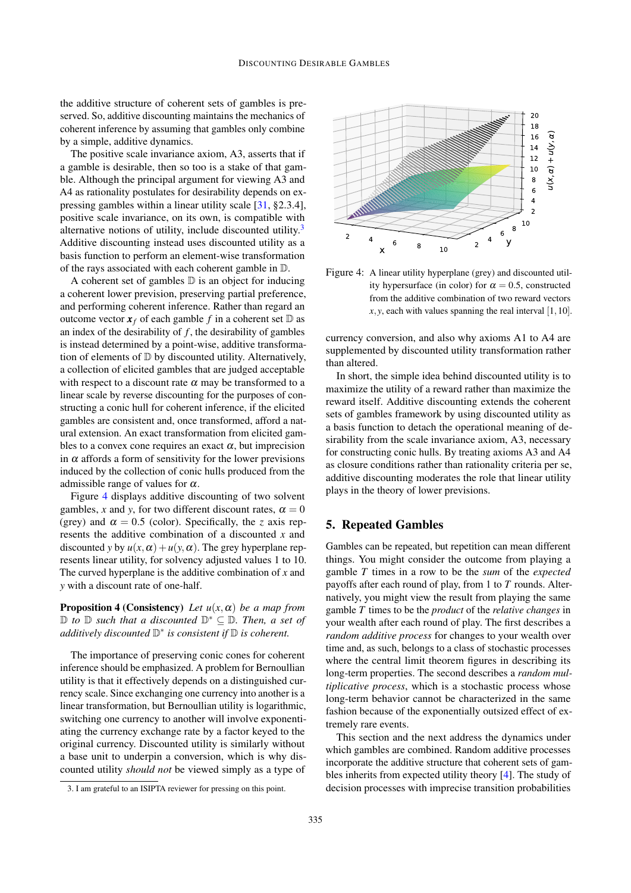the additive structure of coherent sets of gambles is preserved. So, additive discounting maintains the mechanics of coherent inference by assuming that gambles only combine by a simple, additive dynamics.

The positive scale invariance axiom, A3, asserts that if a gamble is desirable, then so too is a stake of that gamble. Although the principal argument for viewing A3 and A4 as rationality postulates for desirability depends on expressing gambles within a linear utility scale [31, §2.3.4], positive scale invariance, on its own, is compatible with alternative notions of utility, include discounted utility.[3] Additive discounting instead uses discounted utility as a basis function to perform an element-wise transformation of the rays associated with each coherent gamble in $\mathbb{D}$.

A coherent set of gambles $\mathbb{D}$ is an object for inducing a coherent lower prevision, preserving partial preference, and performing coherent inference. Rather than regard an outcome vector $\boldsymbol{x}_f$ of each gamble $f$ in a coherent set $\mathbb{D}$ as an index of the desirability of $f$, the desirability of gambles is instead determined by a point-wise, additive transformation of elements of $\mathbb{D}$ by discounted utility. Alternatively, a collection of elicited gambles that are judged acceptable with respect to a discount rate $\alpha$ may be transformed to a linear scale by reverse discounting for the purposes of constructing a conic hull for coherent inference, if the elicited gambles are consistent and, once transformed, afford a natural extension. An exact transformation from elicited gambles to a convex cone requires an exact $\alpha$, but imprecision in $\alpha$ affords a form of sensitivity for the lower previsions induced by the collection of conic hulls produced from the admissible range of values for $\alpha$.

Figure 4 displays additive discounting of two solvent gambles, $x$ and $y$, for two different discount rates, $\alpha = 0$ (grey) and $\alpha = 0.5$ (color). Specifically, the $z$ axis represents the additive combination of a discounted $x$ and discounted $y$ by $u(x,\alpha) + u(y,\alpha)$. The grey hyperplane represents linear utility, for solvency adjusted values 1 to 10. The curved hyperplane is the additive combination of $x$ and $y$ with a discount rate of one-half.

**Proposition 4 (Consistency)** *Let $u(x,\alpha)$ be a map from $\mathbb{D}$ to $\mathbb{D}$ such that a discounted $\mathbb{D}^* \subseteq \mathbb{D}$. Then, a set of additively discounted $\mathbb{D}^*$ is consistent if $\mathbb{D}$ is coherent.*

The importance of preserving conic cones for coherent inference should be emphasized. A problem for Bernoullian utility is that it effectively depends on a distinguished currency scale. Since exchanging one currency into another is a linear transformation, but Bernoullian utility is logarithmic, switching one currency to another will involve exponentiating the currency exchange rate by a factor keyed to the original currency. Discounted utility is similarly without a base unit to underpin a conversion, which is why discounted utility *should not* be viewed simply as a type of currency conversion, and also why axioms A1 to A4 are supplemented by discounted utility transformation rather than altered.

[3]. I am grateful to an ISIPTA reviewer for pressing on this point.

Figure 4: A linear utility hyperplane (grey) and discounted utility hypersurface (in color) for $\alpha = 0.5$, constructed from the additive combination of two reward vectors $x, y$, each with values spanning the real interval $[1,10]$.

In short, the simple idea behind discounted utility is to maximize the utility of a reward rather than maximize the reward itself. Additive discounting extends the coherent sets of gambles framework by using discounted utility as a basis function to detach the operational meaning of desirability from the scale invariance axiom, A3, necessary for constructing conic hulls. By treating axioms A3 and A4 as closure conditions rather than rationality criteria per se, additive discounting moderates the role that linear utility plays in the theory of lower previsions.

## 5. Repeated Gambles

Gambles can be repeated, but repetition can mean different things. You might consider the outcome from playing a gamble $T$ times in a row to be the *sum* of the *expected* payoffs after each round of play, from 1 to $T$ rounds. Alternatively, you might view the result from playing the same gamble $T$ times to be the *product* of the *relative changes* in your wealth after each round of play. The first describes a *random additive process* for changes to your wealth over time and, as such, belongs to a class of stochastic processes where the central limit theorem figures in describing its long-term properties. The second describes a *random multiplicative process*, which is a stochastic process whose long-term behavior cannot be characterized in the same fashion because of the exponentially outsized effect of extremely rare events.

This section and the next address the dynamics under which gambles are combined. Random additive processes incorporate the additive structure that coherent sets of gambles inherits from expected utility theory [4]. The study of decision processes with imprecise transition probabilities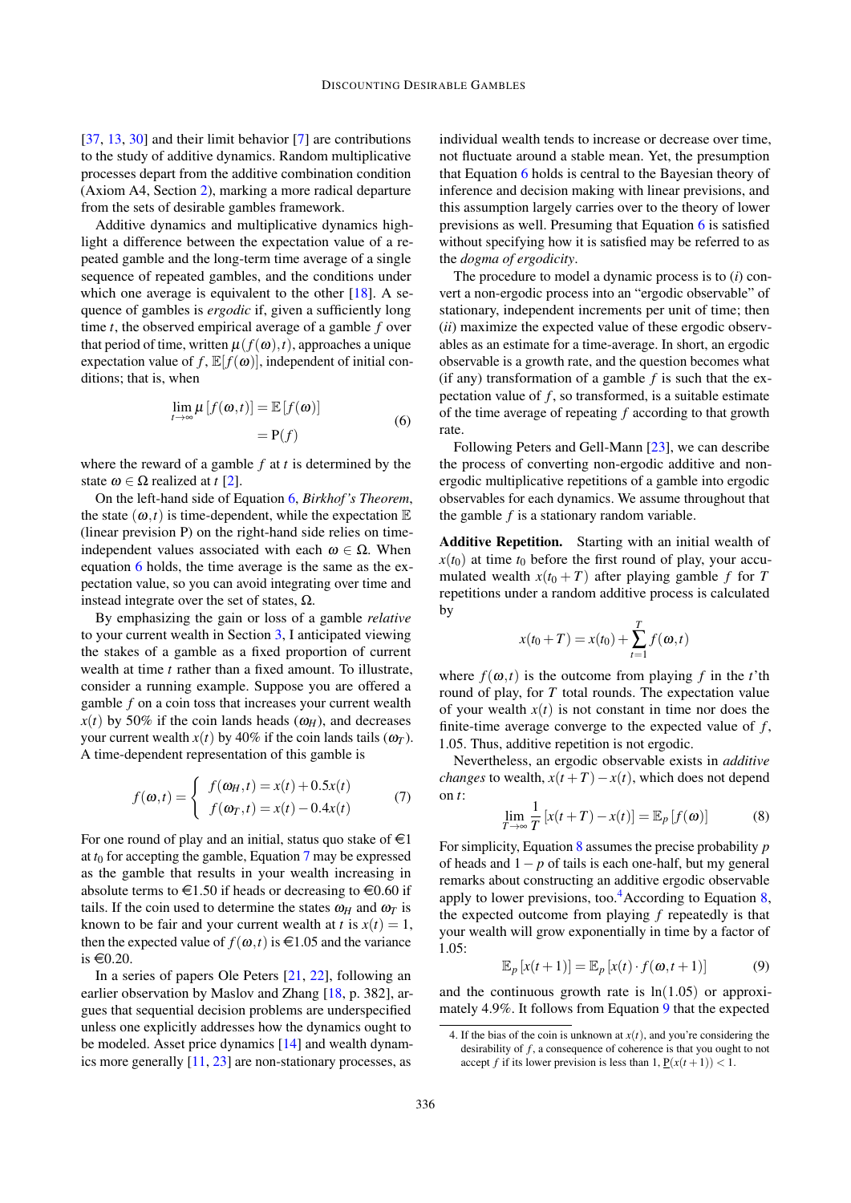[37, 13, 30] and their limit behavior [7] are contributions to the study of additive dynamics. Random multiplicative processes depart from the additive combination condition (Axiom A4, Section 2), marking a more radical departure from the sets of desirable gambles framework.

Additive dynamics and multiplicative dynamics highlight a difference between the expectation value of a repeated gamble and the long-term time average of a single sequence of repeated gambles, and the conditions under which one average is equivalent to the other [18]. A sequence of gambles is *ergodic* if, given a sufficiently long time $t$, the observed empirical average of a gamble $f$ over that period of time, written $\mu(f(\omega),t)$, approaches a unique expectation value of $f$, $\mathbb{E}[f(\omega)]$, independent of initial conditions; that is, when

$$\begin{aligned} \lim_{t\to\infty} \mu\left[f(\omega,t)\right] &= \mathbb{E}\left[f(\omega)\right] \\ &= \mathrm{P}(f) \end{aligned} \tag{6}$$

where the reward of a gamble $f$ at $t$ is determined by the state $\omega \in \Omega$ realized at $t$ [2].

On the left-hand side of Equation 6, *Birkhof's Theorem*, the state $(\omega,t)$ is time-dependent, while the expectation $\mathbb{E}$ (linear prevision P) on the right-hand side relies on time-independent values associated with each $\omega \in \Omega$. When equation 6 holds, the time average is the same as the expectation value, so you can avoid integrating over time and instead integrate over the set of states, $\Omega$.

By emphasizing the gain or loss of a gamble *relative* to your current wealth in Section 3, I anticipated viewing the stakes of a gamble as a fixed proportion of current wealth at time $t$ rather than a fixed amount. To illustrate, consider a running example. Suppose you are offered a gamble $f$ on a coin toss that increases your current wealth $x(t)$ by 50% if the coin lands heads ($\omega_H$), and decreases your current wealth $x(t)$ by 40% if the coin lands tails ($\omega_T$). A time-dependent representation of this gamble is

$$f(\omega,t) = \begin{cases} f(\omega_H,t) = x(t) + 0.5x(t) \\ f(\omega_T,t) = x(t) - 0.4x(t) \end{cases} \tag{7}$$

For one round of play and an initial, status quo stake of €1 at $t_0$ for accepting the gamble, Equation 7 may be expressed as the gamble that results in your wealth increasing in absolute terms to €1.50 if heads or decreasing to €0.60 if tails. If the coin used to determine the states $\omega_H$ and $\omega_T$ is known to be fair and your current wealth at $t$ is $x(t) = 1$, then the expected value of $f(\omega,t)$ is €1.05 and the variance is €0.20.

In a series of papers Ole Peters [21, 22], following an earlier observation by Maslov and Zhang [18, p. 382], argues that sequential decision problems are underspecified unless one explicitly addresses how the dynamics ought to be modeled. Asset price dynamics [14] and wealth dynamics more generally [11, 23] are non-stationary processes, as individual wealth tends to increase or decrease over time, not fluctuate around a stable mean. Yet, the presumption that Equation 6 holds is central to the Bayesian theory of inference and decision making with linear previsions, and this assumption largely carries over to the theory of lower previsions as well. Presuming that Equation 6 is satisfied without specifying how it is satisfied may be referred to as the *dogma of ergodicity*.

The procedure to model a dynamic process is to (*i*) convert a non-ergodic process into an "ergodic observable" of stationary, independent increments per unit of time; then (*ii*) maximize the expected value of these ergodic observables as an estimate for a time-average. In short, an ergodic observable is a growth rate, and the question becomes what (if any) transformation of a gamble $f$ is such that the expectation value of $f$, so transformed, is a suitable estimate of the time average of repeating $f$ according to that growth rate.

Following Peters and Gell-Mann [23], we can describe the process of converting non-ergodic additive and non-ergodic multiplicative repetitions of a gamble into ergodic observables for each dynamics. We assume throughout that the gamble $f$ is a stationary random variable.

**Additive Repetition.** Starting with an initial wealth of $x(t_0)$ at time $t_0$ before the first round of play, your accumulated wealth $x(t_0+T)$ after playing gamble $f$ for $T$ repetitions under a random additive process is calculated by

$$x(t_0+T) = x(t_0) + \sum_{t=1}^{T} f(\omega,t)$$

where $f(\omega,t)$ is the outcome from playing $f$ in the $t$'th round of play, for $T$ total rounds. The expectation value of your wealth $x(t)$ is not constant in time nor does the finite-time average converge to the expected value of $f$, 1.05. Thus, additive repetition is not ergodic.

Nevertheless, an ergodic observable exists in *additive changes* to wealth, $x(t+T) - x(t)$, which does not depend on $t$:

$$\lim_{T\to\infty} \frac{1}{T}\left[x(t+T) - x(t)\right] = \mathbb{E}_p\left[f(\omega)\right] \tag{8}$$

For simplicity, Equation 8 assumes the precise probability $p$ of heads and $1-p$ of tails is each one-half, but my general remarks about constructing an additive ergodic observable apply to lower previsions, too.[4] According to Equation 8, the expected outcome from playing $f$ repeatedly is that your wealth will grow exponentially in time by a factor of 1.05:

$$\mathbb{E}_p\left[x(t+1)\right] = \mathbb{E}_p\left[x(t) \cdot f(\omega,t+1)\right] \tag{9}$$

and the continuous growth rate is $\ln(1.05)$ or approximately 4.9%. It follows from Equation 9 that the expected

4. If the bias of the coin is unknown at $x(t)$, and you're considering the desirability of $f$, a consequence of coherence is that you ought to not accept $f$ if its lower prevision is less than 1, $\underline{\mathrm{P}}(x(t+1)) < 1$.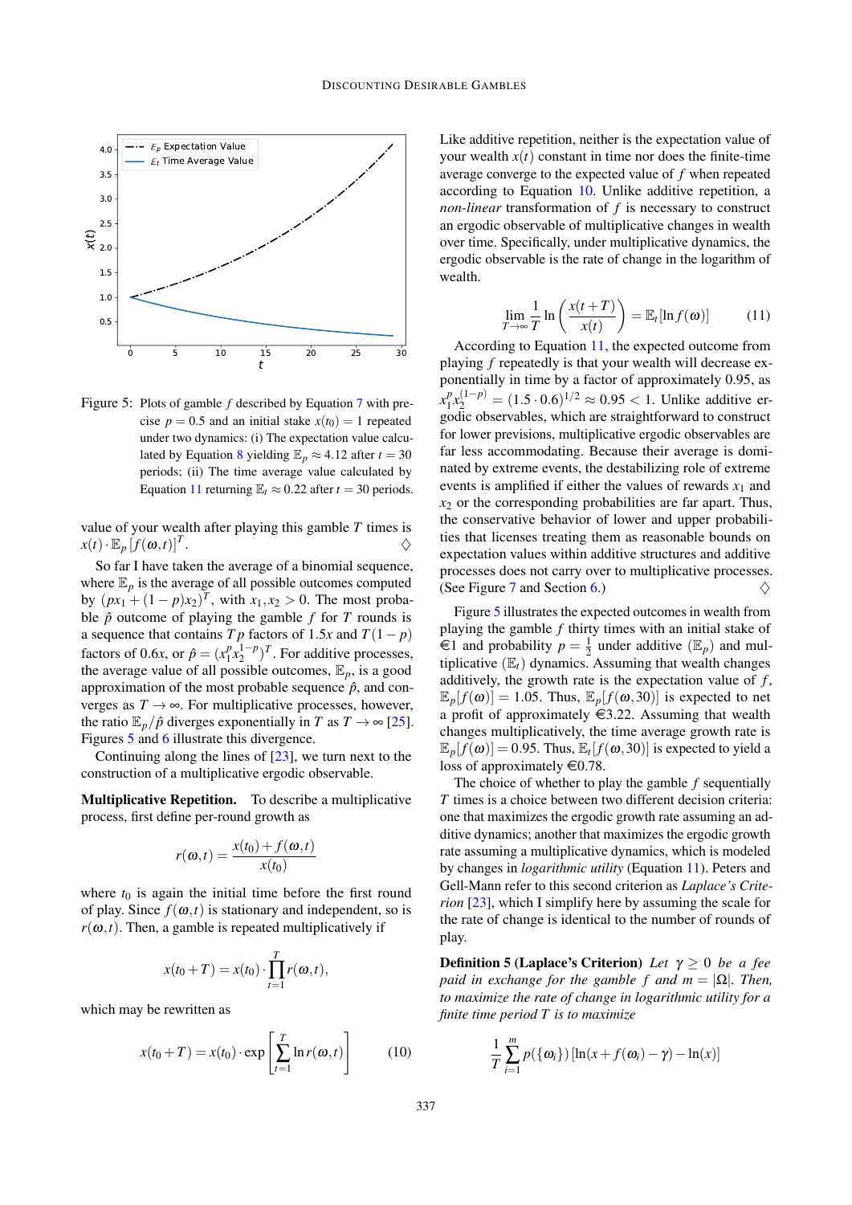Figure 5: Plots of gamble $f$ described by Equation 7 with precise $p = 0.5$ and an initial stake $x(t_0) = 1$ repeated under two dynamics: (i) The expectation value calculated by Equation 8 yielding $\mathbb{E}_p \approx 4.12$ after $t = 30$ periods; (ii) The time average value calculated by Equation 11 returning $\mathbb{E}_t \approx 0.22$ after $t = 30$ periods.

value of your wealth after playing this gamble $T$ times is $x(t) \cdot \mathbb{E}_p [f(\omega,t)]^T$. ♢

So far I have taken the average of a binomial sequence, where $\mathbb{E}_p$ is the average of all possible outcomes computed by $(px_1 + (1-p)x_2)^T$, with $x_1, x_2 > 0$. The most probable $\hat{p}$ outcome of playing the gamble $f$ for $T$ rounds is a sequence that contains $Tp$ factors of $1.5x$ and $T(1-p)$ factors of $0.6x$, or $\hat{p} = (x_1^p x_2^{1-p})^T$. For additive processes, the average value of all possible outcomes, $\mathbb{E}_p$, is a good approximation of the most probable sequence $\hat{p}$, and converges as $T \to \infty$. For multiplicative processes, however, the ratio $\mathbb{E}_p/\hat{p}$ diverges exponentially in $T$ as $T \to \infty$ [25]. Figures 5 and 6 illustrate this divergence.

Continuing along the lines of [23], we turn next to the construction of a multiplicative ergodic observable.

**Multiplicative Repetition.** To describe a multiplicative process, first define per-round growth as

$$r(\omega,t) = \frac{x(t_0) + f(\omega,t)}{x(t_0)}$$

where $t_0$ is again the initial time before the first round of play. Since $f(\omega,t)$ is stationary and independent, so is $r(\omega,t)$. Then, a gamble is repeated multiplicatively if

$$x(t_0 + T) = x(t_0) \cdot \prod_{t=1}^{T} r(\omega,t),$$

which may be rewritten as

$$x(t_0 + T) = x(t_0) \cdot \exp\left[\sum_{t=1}^{T} \ln r(\omega,t)\right] \tag{10}$$

Like additive repetition, neither is the expectation value of your wealth $x(t)$ constant in time nor does the finite-time average converge to the expected value of $f$ when repeated according to Equation 10. Unlike additive repetition, a *non-linear* transformation of $f$ is necessary to construct an ergodic observable of multiplicative changes in wealth over time. Specifically, under multiplicative dynamics, the ergodic observable is the rate of change in the logarithm of wealth.

$$\lim_{T\to\infty} \frac{1}{T} \ln\left(\frac{x(t+T)}{x(t)}\right) = \mathbb{E}_t[\ln f(\omega)] \tag{11}$$

According to Equation 11, the expected outcome from playing $f$ repeatedly is that your wealth will decrease exponentially in time by a factor of approximately 0.95, as $x_1^p x_2^{(1-p)} = (1.5 \cdot 0.6)^{1/2} \approx 0.95 < 1$. Unlike additive ergodic observables, which are straightforward to construct for lower previsions, multiplicative ergodic observables are far less accommodating. Because their average is dominated by extreme events, the destabilizing role of extreme events is amplified if either the values of rewards $x_1$ and $x_2$ or the corresponding probabilities are far apart. Thus, the conservative behavior of lower and upper probabilities that licenses treating them as reasonable bounds on expectation values within additive structures and additive processes does not carry over to multiplicative processes. (See Figure 7 and Section 6.) ♢

Figure 5 illustrates the expected outcomes in wealth from playing the gamble $f$ thirty times with an initial stake of €1 and probability $p = \frac{1}{2}$ under additive ($\mathbb{E}_p$) and multiplicative ($\mathbb{E}_t$) dynamics. Assuming that wealth changes additively, the growth rate is the expectation value of $f$, $\mathbb{E}_p[f(\omega)] = 1.05$. Thus, $\mathbb{E}_p[f(\omega,30)]$ is expected to net a profit of approximately €3.22. Assuming that wealth changes multiplicatively, the time average growth rate is $\mathbb{E}_p[f(\omega)] = 0.95$. Thus, $\mathbb{E}_t[f(\omega,30)]$ is expected to yield a loss of approximately €0.78.

The choice of whether to play the gamble $f$ sequentially $T$ times is a choice between two different decision criteria: one that maximizes the ergodic growth rate assuming an additive dynamics; another that maximizes the ergodic growth rate assuming a multiplicative dynamics, which is modeled by changes in *logarithmic utility* (Equation 11). Peters and Gell-Mann refer to this second criterion as *Laplace's Criterion* [23], which I simplify here by assuming the scale for the rate of change is identical to the number of rounds of play.

**Definition 5 (Laplace's Criterion)** *Let $\gamma \geq 0$ be a fee paid in exchange for the gamble $f$ and $m = |\Omega|$. Then, to maximize the rate of change in logarithmic utility for a finite time period $T$ is to maximize*

$$\frac{1}{T}\sum_{i=1}^{m} p(\{\omega_i\})\left[\ln(x + f(\omega_i) - \gamma) - \ln(x)\right]$$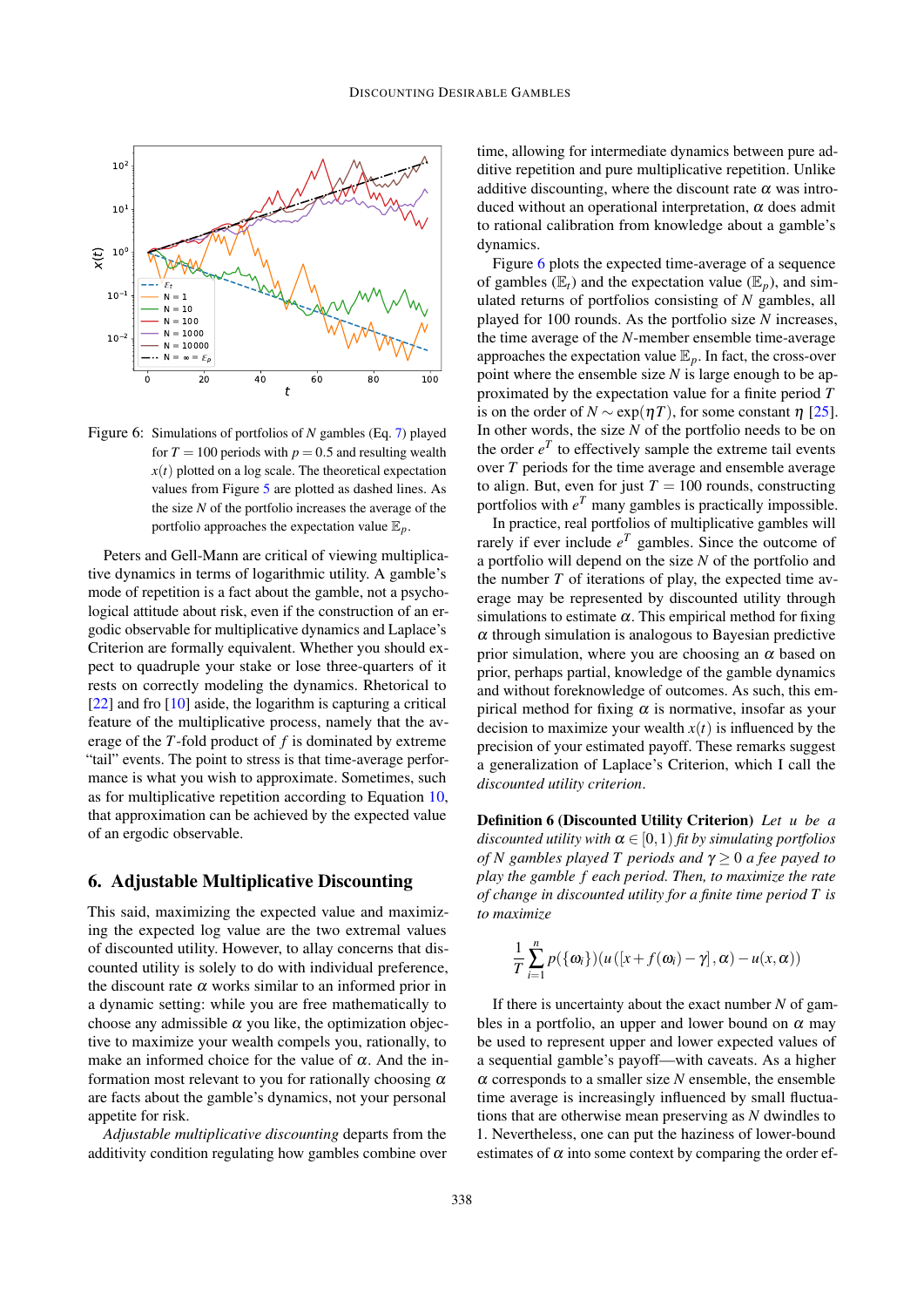Figure 6: Simulations of portfolios of $N$ gambles (Eq. 7) played for $T = 100$ periods with $p = 0.5$ and resulting wealth $x(t)$ plotted on a log scale. The theoretical expectation values from Figure 5 are plotted as dashed lines. As the size $N$ of the portfolio increases the average of the portfolio approaches the expectation value $\mathbb{E}_p$.

Peters and Gell-Mann are critical of viewing multiplicative dynamics in terms of logarithmic utility. A gamble's mode of repetition is a fact about the gamble, not a psychological attitude about risk, even if the construction of an ergodic observable for multiplicative dynamics and Laplace's Criterion are formally equivalent. Whether you should expect to quadruple your stake or lose three-quarters of it rests on correctly modeling the dynamics. Rhetorical to [22] and fro [10] aside, the logarithm is capturing a critical feature of the multiplicative process, namely that the average of the $T$-fold product of $f$ is dominated by extreme "tail" events. The point to stress is that time-average performance is what you wish to approximate. Sometimes, such as for multiplicative repetition according to Equation 10, that approximation can be achieved by the expected value of an ergodic observable.

## 6. Adjustable Multiplicative Discounting

This said, maximizing the expected value and maximizing the expected log value are the two extremal values of discounted utility. However, to allay concerns that discounted utility is solely to do with individual preference, the discount rate $\alpha$ works similar to an informed prior in a dynamic setting: while you are free mathematically to choose any admissible $\alpha$ you like, the optimization objective to maximize your wealth compels you, rationally, to make an informed choice for the value of $\alpha$. And the information most relevant to you for rationally choosing $\alpha$ are facts about the gamble's dynamics, not your personal appetite for risk.

*Adjustable multiplicative discounting* departs from the additivity condition regulating how gambles combine over time, allowing for intermediate dynamics between pure additive repetition and pure multiplicative repetition. Unlike additive discounting, where the discount rate $\alpha$ was introduced without an operational interpretation, $\alpha$ does admit to rational calibration from knowledge about a gamble's dynamics.

Figure 6 plots the expected time-average of a sequence of gambles ($\mathbb{E}_t$) and the expectation value ($\mathbb{E}_p$), and simulated returns of portfolios consisting of $N$ gambles, all played for 100 rounds. As the portfolio size $N$ increases, the time average of the $N$-member ensemble time-average approaches the expectation value $\mathbb{E}_p$. In fact, the cross-over point where the ensemble size $N$ is large enough to be approximated by the expectation value for a finite period $T$ is on the order of $N \sim \exp(\eta T)$, for some constant $\eta$ [25]. In other words, the size $N$ of the portfolio needs to be on the order $e^T$ to effectively sample the extreme tail events over $T$ periods for the time average and ensemble average to align. But, even for just $T = 100$ rounds, constructing portfolios with $e^T$ many gambles is practically impossible.

In practice, real portfolios of multiplicative gambles will rarely if ever include $e^T$ gambles. Since the outcome of a portfolio will depend on the size $N$ of the portfolio and the number $T$ of iterations of play, the expected time average may be represented by discounted utility through simulations to estimate $\alpha$. This empirical method for fixing $\alpha$ through simulation is analogous to Bayesian predictive prior simulation, where you are choosing an $\alpha$ based on prior, perhaps partial, knowledge of the gamble dynamics and without foreknowledge of outcomes. As such, this empirical method for fixing $\alpha$ is normative, insofar as your decision to maximize your wealth $x(t)$ is influenced by the precision of your estimated payoff. These remarks suggest a generalization of Laplace's Criterion, which I call the *discounted utility criterion*.

**Definition 6 (Discounted Utility Criterion)** *Let $u$ be a discounted utility with $\alpha \in [0,1)$ fit by simulating portfolios of $N$ gambles played $T$ periods and $\gamma \geq 0$ a fee payed to play the gamble $f$ each period. Then, to maximize the rate of change in discounted utility for a finite time period $T$ is to maximize*

$$\frac{1}{T}\sum_{i=1}^{n} p(\{\omega_i\})(u([x+f(\omega_i)-\gamma],\alpha)-u(x,\alpha))$$

If there is uncertainty about the exact number $N$ of gambles in a portfolio, an upper and lower bound on $\alpha$ may be used to represent upper and lower expected values of a sequential gamble's payoff—with caveats. As a higher $\alpha$ corresponds to a smaller size $N$ ensemble, the ensemble time average is increasingly influenced by small fluctuations that are otherwise mean preserving as $N$ dwindles to 1. Nevertheless, one can put the haziness of lower-bound estimates of $\alpha$ into some context by comparing the order ef-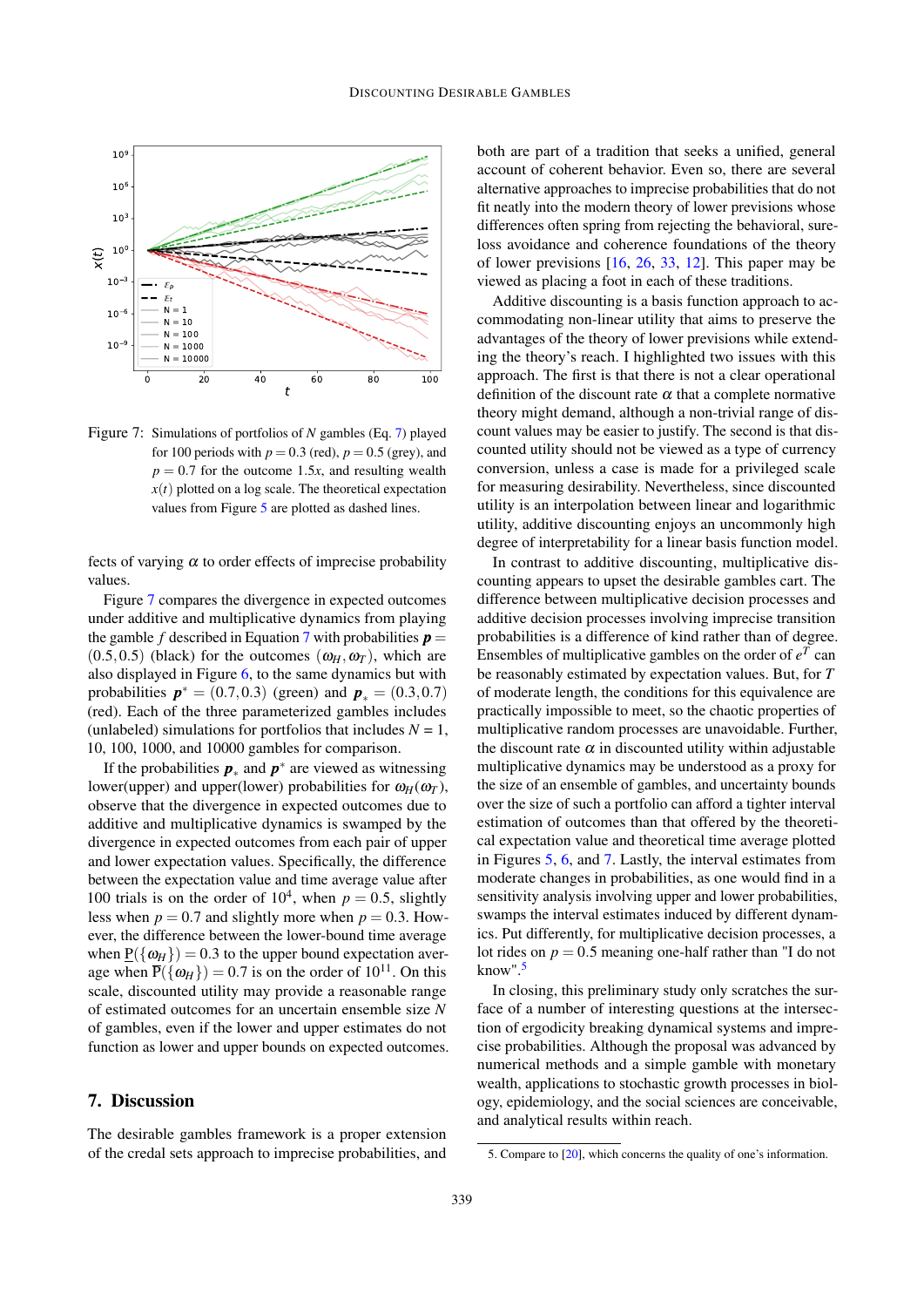Figure 7: Simulations of portfolios of $N$ gambles (Eq. 7) played for 100 periods with $p = 0.3$ (red), $p = 0.5$ (grey), and $p = 0.7$ for the outcome $1.5x$, and resulting wealth $x(t)$ plotted on a log scale. The theoretical expectation values from Figure 5 are plotted as dashed lines.

fects of varying $\alpha$ to order effects of imprecise probability values.

Figure 7 compares the divergence in expected outcomes under additive and multiplicative dynamics from playing the gamble $f$ described in Equation 7 with probabilities $\boldsymbol{p} = (0.5, 0.5)$ (black) for the outcomes $(\omega_H, \omega_T)$, which are also displayed in Figure 6, to the same dynamics but with probabilities $\boldsymbol{p}^* = (0.7, 0.3)$ (green) and $\boldsymbol{p}_* = (0.3, 0.7)$ (red). Each of the three parameterized gambles includes (unlabeled) simulations for portfolios that includes $N$ = 1, 10, 100, 1000, and 10000 gambles for comparison.

If the probabilities $\boldsymbol{p}_*$ and $\boldsymbol{p}^*$ are viewed as witnessing lower(upper) and upper(lower) probabilities for $\omega_H(\omega_T)$, observe that the divergence in expected outcomes due to additive and multiplicative dynamics is swamped by the divergence in expected outcomes from each pair of upper and lower expectation values. Specifically, the difference between the expectation value and time average value after 100 trials is on the order of $10^4$, when $p = 0.5$, slightly less when $p = 0.7$ and slightly more when $p = 0.3$. However, the difference between the lower-bound time average when $\underline{\mathrm{P}}(\{\omega_H\}) = 0.3$ to the upper bound expectation average when $\overline{\mathrm{P}}(\{\omega_H\}) = 0.7$ is on the order of $10^{11}$. On this scale, discounted utility may provide a reasonable range of estimated outcomes for an uncertain ensemble size $N$ of gambles, even if the lower and upper estimates do not function as lower and upper bounds on expected outcomes.

## 7. Discussion

The desirable gambles framework is a proper extension of the credal sets approach to imprecise probabilities, and both are part of a tradition that seeks a unified, general account of coherent behavior. Even so, there are several alternative approaches to imprecise probabilities that do not fit neatly into the modern theory of lower previsions whose differences often spring from rejecting the behavioral, sure-loss avoidance and coherence foundations of the theory of lower previsions [16, 26, 33, 12]. This paper may be viewed as placing a foot in each of these traditions.

Additive discounting is a basis function approach to accommodating non-linear utility that aims to preserve the advantages of the theory of lower previsions while extending the theory's reach. I highlighted two issues with this approach. The first is that there is not a clear operational definition of the discount rate $\alpha$ that a complete normative theory might demand, although a non-trivial range of discount values may be easier to justify. The second is that discounted utility should not be viewed as a type of currency conversion, unless a case is made for a privileged scale for measuring desirability. Nevertheless, since discounted utility is an interpolation between linear and logarithmic utility, additive discounting enjoys an uncommonly high degree of interpretability for a linear basis function model.

In contrast to additive discounting, multiplicative discounting appears to upset the desirable gambles cart. The difference between multiplicative decision processes and additive decision processes involving imprecise transition probabilities is a difference of kind rather than of degree. Ensembles of multiplicative gambles on the order of $e^T$ can be reasonably estimated by expectation values. But, for $T$ of moderate length, the conditions for this equivalence are practically impossible to meet, so the chaotic properties of multiplicative random processes are unavoidable. Further, the discount rate $\alpha$ in discounted utility within adjustable multiplicative dynamics may be understood as a proxy for the size of an ensemble of gambles, and uncertainty bounds over the size of such a portfolio can afford a tighter interval estimation of outcomes than that offered by the theoretical expectation value and theoretical time average plotted in Figures 5, 6, and 7. Lastly, the interval estimates from moderate changes in probabilities, as one would find in a sensitivity analysis involving upper and lower probabilities, swamps the interval estimates induced by different dynamics. Put differently, for multiplicative decision processes, a lot rides on $p = 0.5$ meaning one-half rather than "I do not know".[5]

In closing, this preliminary study only scratches the surface of a number of interesting questions at the intersection of ergodicity breaking dynamical systems and imprecise probabilities. Although the proposal was advanced by numerical methods and a simple gamble with monetary wealth, applications to stochastic growth processes in biology, epidemiology, and the social sciences are conceivable, and analytical results within reach.

5. Compare to [20], which concerns the quality of one's information.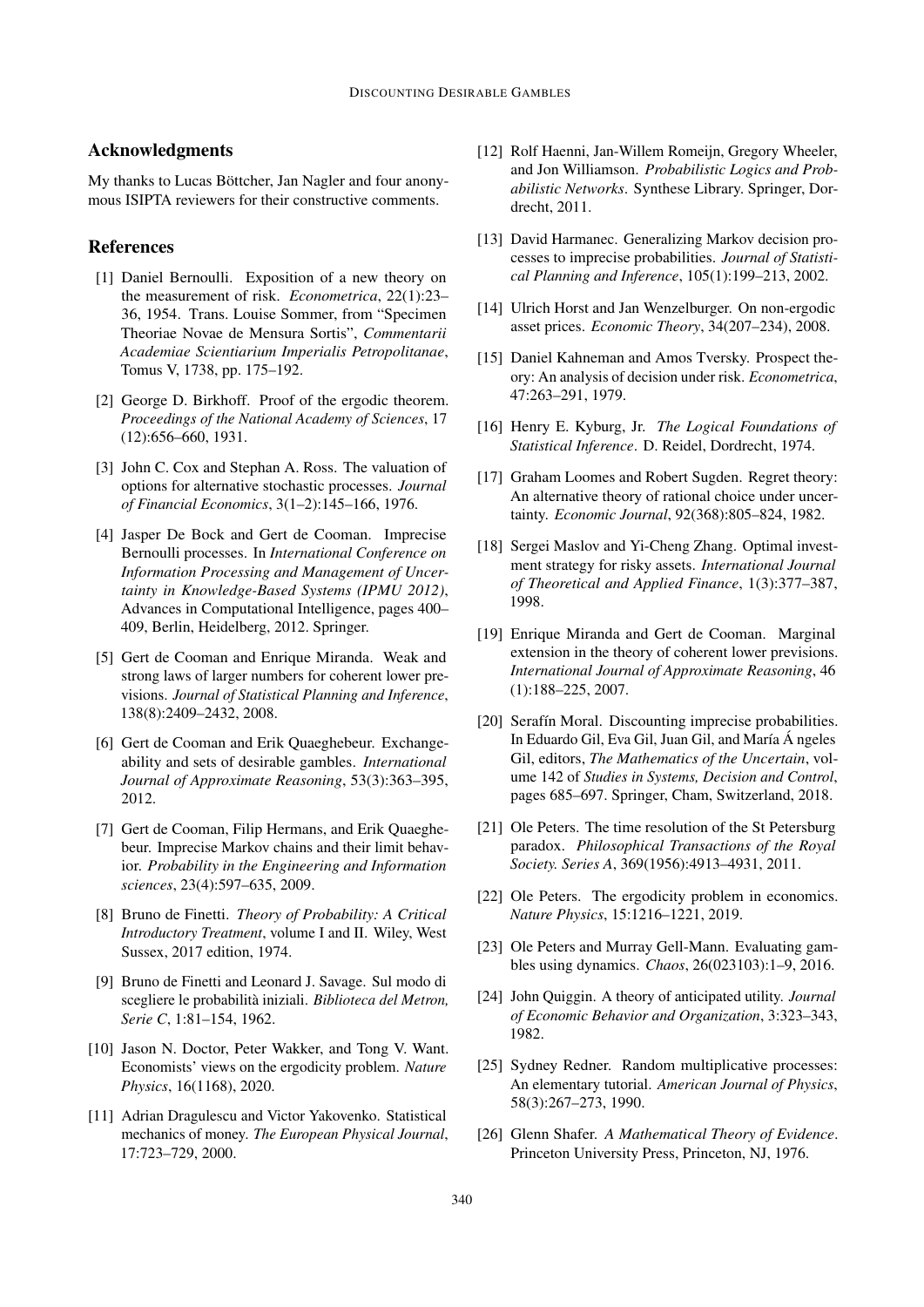## Acknowledgments

My thanks to Lucas Böttcher, Jan Nagler and four anonymous ISIPTA reviewers for their constructive comments.

## References

[1] Daniel Bernoulli. Exposition of a new theory on the measurement of risk. *Econometrica*, 22(1):23–36, 1954. Trans. Louise Sommer, from "Specimen Theoriae Novae de Mensura Sortis", *Commentarii Academiae Scientiarium Imperialis Petropolitanae*, Tomus V, 1738, pp. 175–192.

[2] George D. Birkhoff. Proof of the ergodic theorem. *Proceedings of the National Academy of Sciences*, 17 (12):656–660, 1931.

[3] John C. Cox and Stephan A. Ross. The valuation of options for alternative stochastic processes. *Journal of Financial Economics*, 3(1–2):145–166, 1976.

[4] Jasper De Bock and Gert de Cooman. Imprecise Bernoulli processes. In *International Conference on Information Processing and Management of Uncertainty in Knowledge-Based Systems (IPMU 2012)*, Advances in Computational Intelligence, pages 400–409, Berlin, Heidelberg, 2012. Springer.

[5] Gert de Cooman and Enrique Miranda. Weak and strong laws of larger numbers for coherent lower previsions. *Journal of Statistical Planning and Inference*, 138(8):2409–2432, 2008.

[6] Gert de Cooman and Erik Quaeghebeur. Exchangeability and sets of desirable gambles. *International Journal of Approximate Reasoning*, 53(3):363–395, 2012.

[7] Gert de Cooman, Filip Hermans, and Erik Quaeghebeur. Imprecise Markov chains and their limit behavior. *Probability in the Engineering and Information sciences*, 23(4):597–635, 2009.

[8] Bruno de Finetti. *Theory of Probability: A Critical Introductory Treatment*, volume I and II. Wiley, West Sussex, 2017 edition, 1974.

[9] Bruno de Finetti and Leonard J. Savage. Sul modo di scegliere le probabilità iniziali. *Biblioteca del Metron, Serie C*, 1:81–154, 1962.

[10] Jason N. Doctor, Peter Wakker, and Tong V. Want. Economists' views on the ergodicity problem. *Nature Physics*, 16(1168), 2020.

[11] Adrian Dragulescu and Victor Yakovenko. Statistical mechanics of money. *The European Physical Journal*, 17:723–729, 2000.

[12] Rolf Haenni, Jan-Willem Romeijn, Gregory Wheeler, and Jon Williamson. *Probabilistic Logics and Probabilistic Networks*. Synthese Library. Springer, Dordrecht, 2011.

[13] David Harmanec. Generalizing Markov decision processes to imprecise probabilities. *Journal of Statistical Planning and Inference*, 105(1):199–213, 2002.

[14] Ulrich Horst and Jan Wenzelburger. On non-ergodic asset prices. *Economic Theory*, 34(207–234), 2008.

[15] Daniel Kahneman and Amos Tversky. Prospect theory: An analysis of decision under risk. *Econometrica*, 47:263–291, 1979.

[16] Henry E. Kyburg, Jr. *The Logical Foundations of Statistical Inference*. D. Reidel, Dordrecht, 1974.

[17] Graham Loomes and Robert Sugden. Regret theory: An alternative theory of rational choice under uncertainty. *Economic Journal*, 92(368):805–824, 1982.

[18] Sergei Maslov and Yi-Cheng Zhang. Optimal investment strategy for risky assets. *International Journal of Theoretical and Applied Finance*, 1(3):377–387, 1998.

[19] Enrique Miranda and Gert de Cooman. Marginal extension in the theory of coherent lower previsions. *International Journal of Approximate Reasoning*, 46 (1):188–225, 2007.

[20] Serafín Moral. Discounting imprecise probabilities. In Eduardo Gil, Eva Gil, Juan Gil, and María Á ngeles Gil, editors, *The Mathematics of the Uncertain*, volume 142 of *Studies in Systems, Decision and Control*, pages 685–697. Springer, Cham, Switzerland, 2018.

[21] Ole Peters. The time resolution of the St Petersburg paradox. *Philosophical Transactions of the Royal Society. Series A*, 369(1956):4913–4931, 2011.

[22] Ole Peters. The ergodicity problem in economics. *Nature Physics*, 15:1216–1221, 2019.

[23] Ole Peters and Murray Gell-Mann. Evaluating gambles using dynamics. *Chaos*, 26(023103):1–9, 2016.

[24] John Quiggin. A theory of anticipated utility. *Journal of Economic Behavior and Organization*, 3:323–343, 1982.

[25] Sydney Redner. Random multiplicative processes: An elementary tutorial. *American Journal of Physics*, 58(3):267–273, 1990.

[26] Glenn Shafer. *A Mathematical Theory of Evidence*. Princeton University Press, Princeton, NJ, 1976.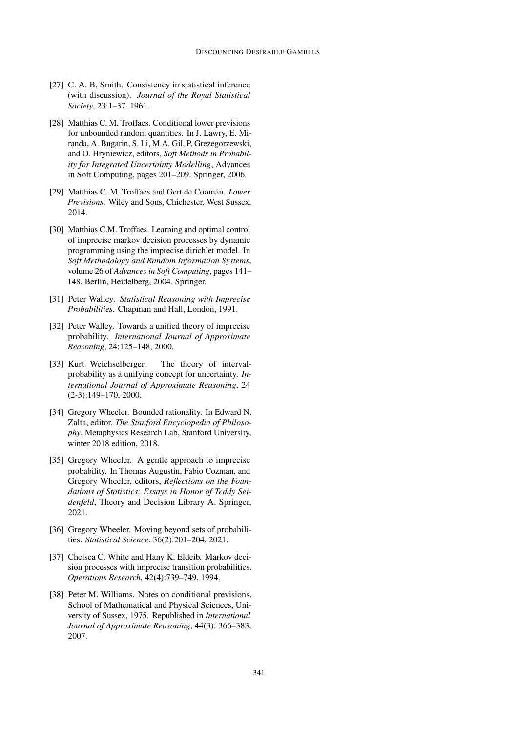[27] C. A. B. Smith. Consistency in statistical inference (with discussion). *Journal of the Royal Statistical Society*, 23:1–37, 1961.

[28] Matthias C. M. Troffaes. Conditional lower previsions for unbounded random quantities. In J. Lawry, E. Miranda, A. Bugarin, S. Li, M.A. Gil, P. Grezegorzewski, and O. Hryniewicz, editors, *Soft Methods in Probability for Integrated Uncertainty Modelling*, Advances in Soft Computing, pages 201–209. Springer, 2006.

[29] Matthias C. M. Troffaes and Gert de Cooman. *Lower Previsions*. Wiley and Sons, Chichester, West Sussex, 2014.

[30] Matthias C.M. Troffaes. Learning and optimal control of imprecise markov decision processes by dynamic programming using the imprecise dirichlet model. In *Soft Methodology and Random Information Systems*, volume 26 of *Advances in Soft Computing*, pages 141–148, Berlin, Heidelberg, 2004. Springer.

[31] Peter Walley. *Statistical Reasoning with Imprecise Probabilities*. Chapman and Hall, London, 1991.

[32] Peter Walley. Towards a unified theory of imprecise probability. *International Journal of Approximate Reasoning*, 24:125–148, 2000.

[33] Kurt Weichselberger. The theory of interval-probability as a unifying concept for uncertainty. *International Journal of Approximate Reasoning*, 24 (2-3):149–170, 2000.

[34] Gregory Wheeler. Bounded rationality. In Edward N. Zalta, editor, *The Stanford Encyclopedia of Philosophy*. Metaphysics Research Lab, Stanford University, winter 2018 edition, 2018.

[35] Gregory Wheeler. A gentle approach to imprecise probability. In Thomas Augustin, Fabio Cozman, and Gregory Wheeler, editors, *Reflections on the Foundations of Statistics: Essays in Honor of Teddy Seidenfeld*, Theory and Decision Library A. Springer, 2021.

[36] Gregory Wheeler. Moving beyond sets of probabilities. *Statistical Science*, 36(2):201–204, 2021.

[37] Chelsea C. White and Hany K. Eldeib. Markov decision processes with imprecise transition probabilities. *Operations Research*, 42(4):739–749, 1994.

[38] Peter M. Williams. Notes on conditional previsions. School of Mathematical and Physical Sciences, University of Sussex, 1975. Republished in *International Journal of Approximate Reasoning*, 44(3): 366–383, 2007.